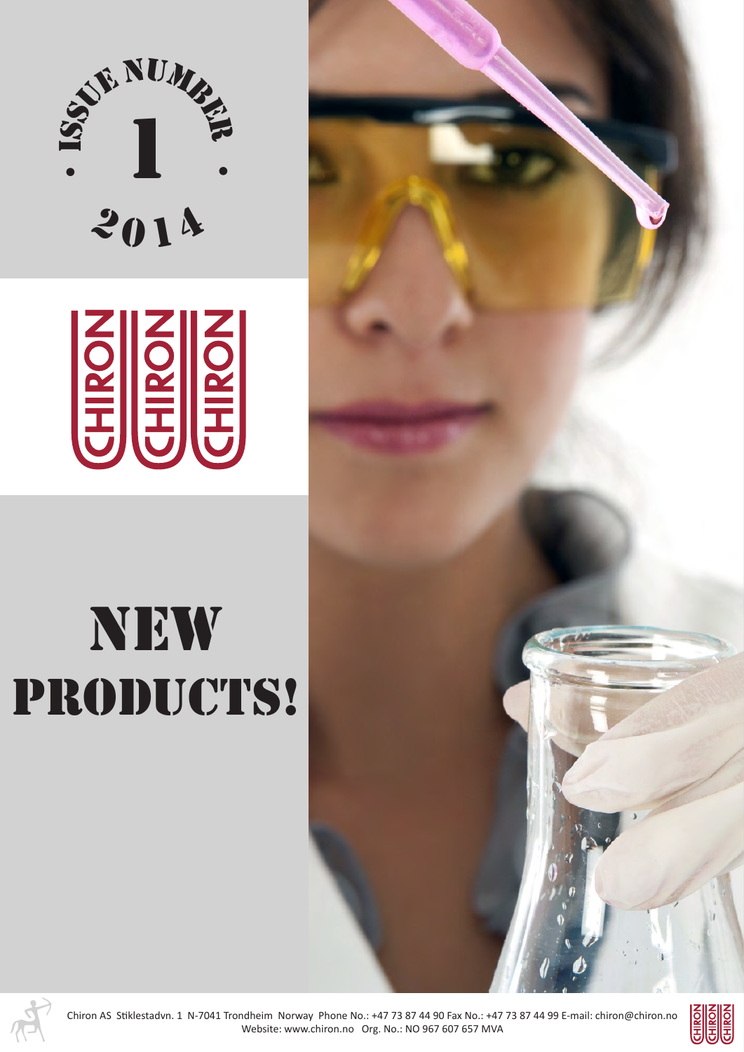ISSUE NUMBER

**1**

2014

CHIRON CHIRON CHIRON

# NEW PRODUCTS!

Chiron AS Stiklestadvn. 1 N-7041 Trondheim Norway Phone No.: +47 73 87 44 90 Fax No.: +47 73 87 44 99 E-mail: chiron@chiron.no Website: www.chiron.no Org. No.: NO 967 607 657 MVA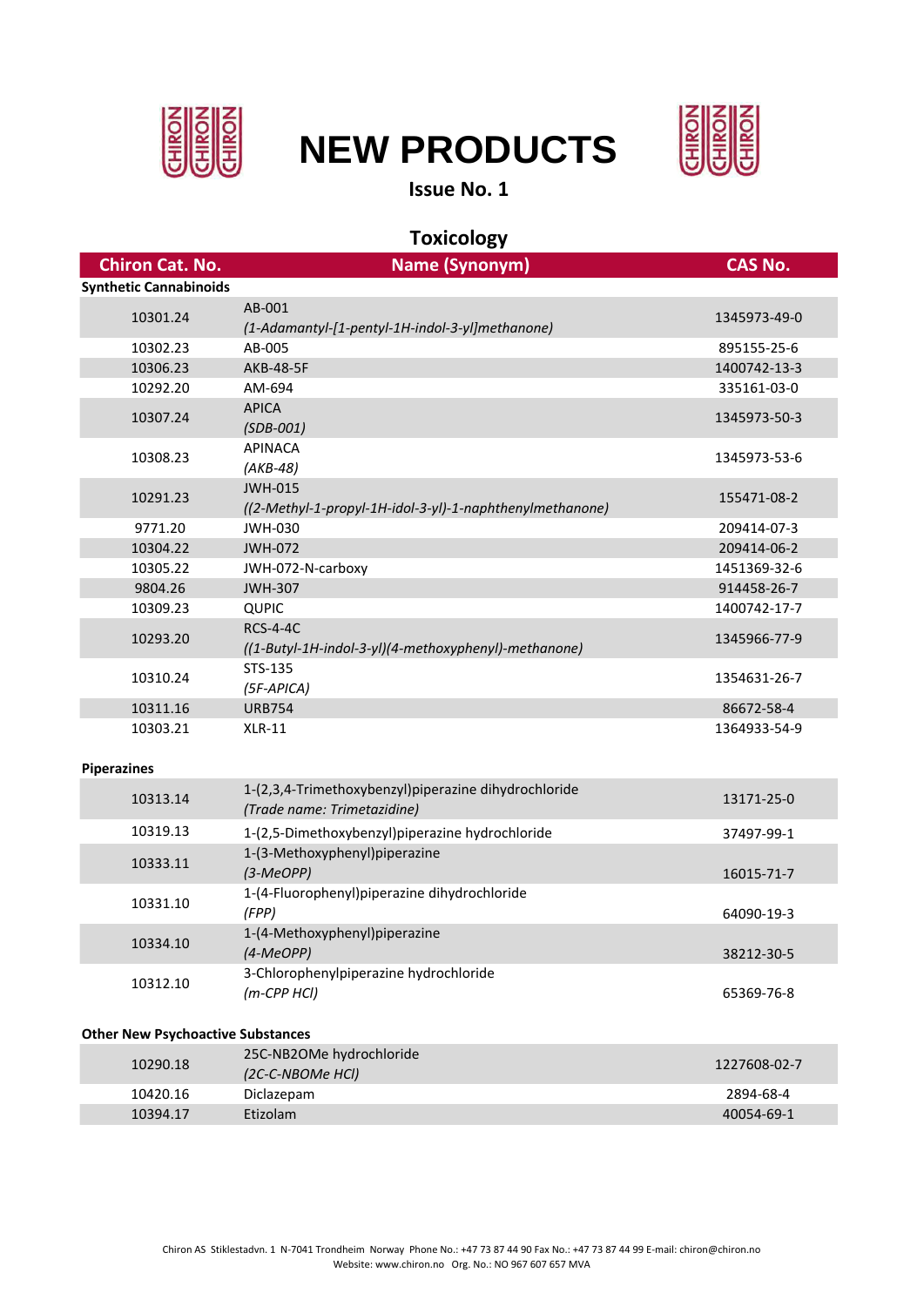# NEW PRODUCTS

**Issue No. 1**

## Toxicology

| Chiron Cat. No. | Name (Synonym) | CAS No. |
|---|---|---|
| **Synthetic Cannabinoids** | | |
| 10301.24 | AB-001<br>*(1-Adamantyl-[1-pentyl-1H-indol-3-yl]methanone)* | 1345973-49-0 |
| 10302.23 | AB-005 | 895155-25-6 |
| 10306.23 | AKB-48-5F | 1400742-13-3 |
| 10292.20 | AM-694 | 335161-03-0 |
| 10307.24 | APICA<br>*(SDB-001)* | 1345973-50-3 |
| 10308.23 | APINACA<br>*(AKB-48)* | 1345973-53-6 |
| 10291.23 | JWH-015<br>*((2-Methyl-1-propyl-1H-idol-3-yl)-1-naphthenylmethanone)* | 155471-08-2 |
| 9771.20 | JWH-030 | 209414-07-3 |
| 10304.22 | JWH-072 | 209414-06-2 |
| 10305.22 | JWH-072-N-carboxy | 1451369-32-6 |
| 9804.26 | JWH-307 | 914458-26-7 |
| 10309.23 | QUPIC | 1400742-17-7 |
| 10293.20 | RCS-4-4C<br>*((1-Butyl-1H-indol-3-yl)(4-methoxyphenyl)-methanone)* | 1345966-77-9 |
| 10310.24 | STS-135<br>*(5F-APICA)* | 1354631-26-7 |
| 10311.16 | URB754 | 86672-58-4 |
| 10303.21 | XLR-11 | 1364933-54-9 |
| **Piperazines** | | |
| 10313.14 | 1-(2,3,4-Trimethoxybenzyl)piperazine dihydrochloride<br>*(Trade name: Trimetazidine)* | 13171-25-0 |
| 10319.13 | 1-(2,5-Dimethoxybenzyl)piperazine hydrochloride | 37497-99-1 |
| 10333.11 | 1-(3-Methoxyphenyl)piperazine<br>*(3-MeOPP)* | 16015-71-7 |
| 10331.10 | 1-(4-Fluorophenyl)piperazine dihydrochloride<br>*(FPP)* | 64090-19-3 |
| 10334.10 | 1-(4-Methoxyphenyl)piperazine<br>*(4-MeOPP)* | 38212-30-5 |
| 10312.10 | 3-Chlorophenylpiperazine hydrochloride<br>*(m-CPP HCl)* | 65369-76-8 |
| **Other New Psychoactive Substances** | | |
| 10290.18 | 25C-NB2OMe hydrochloride<br>*(2C-C-NBOMe HCl)* | 1227608-02-7 |
| 10420.16 | Diclazepam | 2894-68-4 |
| 10394.17 | Etizolam | 40054-69-1 |

Chiron AS Stiklestadvn. 1 N-7041 Trondheim Norway Phone No.: +47 73 87 44 90 Fax No.: +47 73 87 44 99 E-mail: chiron@chiron.no
Website: www.chiron.no Org. No.: NO 967 607 657 MVA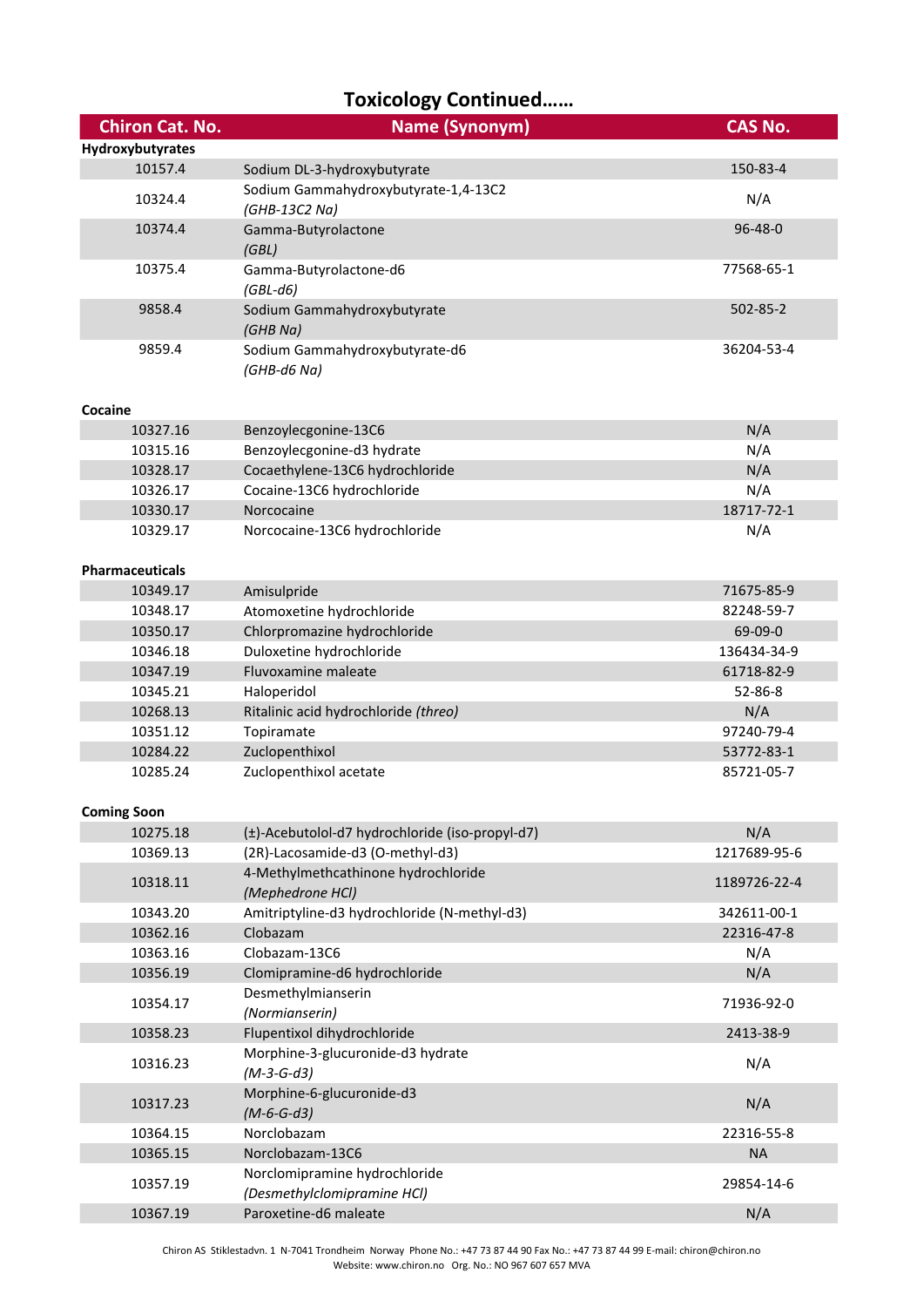# Toxicology Continued……

| Chiron Cat. No. | Name (Synonym) | CAS No. |
|---|---|---|
| **Hydroxybutyrates** | | |
| 10157.4 | Sodium DL-3-hydroxybutyrate | 150-83-4 |
| 10324.4 | Sodium Gammahydroxybutyrate-1,4-13C2 *(GHB-13C2 Na)* | N/A |
| 10374.4 | Gamma-Butyrolactone *(GBL)* | 96-48-0 |
| 10375.4 | Gamma-Butyrolactone-d6 *(GBL-d6)* | 77568-65-1 |
| 9858.4 | Sodium Gammahydroxybutyrate *(GHB Na)* | 502-85-2 |
| 9859.4 | Sodium Gammahydroxybutyrate-d6 *(GHB-d6 Na)* | 36204-53-4 |
| **Cocaine** | | |
| 10327.16 | Benzoylecgonine-13C6 | N/A |
| 10315.16 | Benzoylecgonine-d3 hydrate | N/A |
| 10328.17 | Cocaethylene-13C6 hydrochloride | N/A |
| 10326.17 | Cocaine-13C6 hydrochloride | N/A |
| 10330.17 | Norcocaine | 18717-72-1 |
| 10329.17 | Norcocaine-13C6 hydrochloride | N/A |
| **Pharmaceuticals** | | |
| 10349.17 | Amisulpride | 71675-85-9 |
| 10348.17 | Atomoxetine hydrochloride | 82248-59-7 |
| 10350.17 | Chlorpromazine hydrochloride | 69-09-0 |
| 10346.18 | Duloxetine hydrochloride | 136434-34-9 |
| 10347.19 | Fluvoxamine maleate | 61718-82-9 |
| 10345.21 | Haloperidol | 52-86-8 |
| 10268.13 | Ritalinic acid hydrochloride *(threo)* | N/A |
| 10351.12 | Topiramate | 97240-79-4 |
| 10284.22 | Zuclopenthixol | 53772-83-1 |
| 10285.24 | Zuclopenthixol acetate | 85721-05-7 |
| **Coming Soon** | | |
| 10275.18 | (±)-Acebutolol-d7 hydrochloride (iso-propyl-d7) | N/A |
| 10369.13 | (2R)-Lacosamide-d3 (O-methyl-d3) | 1217689-95-6 |
| 10318.11 | 4-Methylmethcathinone hydrochloride *(Mephedrone HCl)* | 1189726-22-4 |
| 10343.20 | Amitriptyline-d3 hydrochloride (N-methyl-d3) | 342611-00-1 |
| 10362.16 | Clobazam | 22316-47-8 |
| 10363.16 | Clobazam-13C6 | N/A |
| 10356.19 | Clomipramine-d6 hydrochloride | N/A |
| 10354.17 | Desmethylmianserin *(Normianserin)* | 71936-92-0 |
| 10358.23 | Flupentixol dihydrochloride | 2413-38-9 |
| 10316.23 | Morphine-3-glucuronide-d3 hydrate *(M-3-G-d3)* | N/A |
| 10317.23 | Morphine-6-glucuronide-d3 *(M-6-G-d3)* | N/A |
| 10364.15 | Norclobazam | 22316-55-8 |
| 10365.15 | Norclobazam-13C6 | NA |
| 10357.19 | Norclomipramine hydrochloride *(Desmethylclomipramine HCl)* | 29854-14-6 |
| 10367.19 | Paroxetine-d6 maleate | N/A |

Chiron AS Stiklestadvn. 1 N-7041 Trondheim Norway Phone No.: +47 73 87 44 90 Fax No.: +47 73 87 44 99 E-mail: chiron@chiron.no
Website: www.chiron.no Org. No.: NO 967 607 657 MVA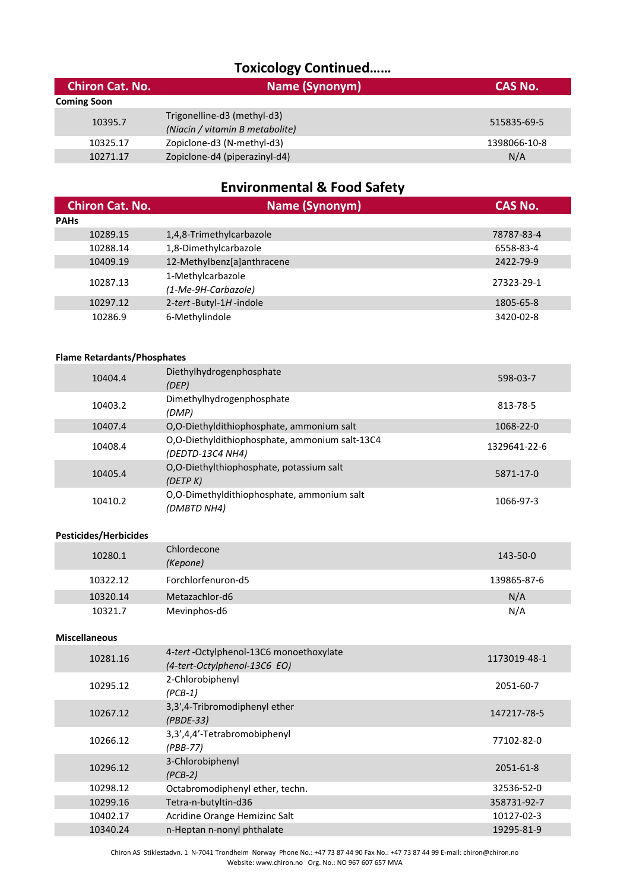## Toxicology Continued……

| Chiron Cat. No. | Name (Synonym) | CAS No. |
|---|---|---|
| **Coming Soon** | | |
| 10395.7 | Trigonelline-d3 (methyl-d3)<br>*(Niacin / vitamin B metabolite)* | 515835-69-5 |
| 10325.17 | Zopiclone-d3 (N-methyl-d3) | 1398066-10-8 |
| 10271.17 | Zopiclone-d4 (piperazinyl-d4) | N/A |

## Environmental & Food Safety

| Chiron Cat. No. | Name (Synonym) | CAS No. |
|---|---|---|
| **PAHs** | | |
| 10289.15 | 1,4,8-Trimethylcarbazole | 78787-83-4 |
| 10288.14 | 1,8-Dimethylcarbazole | 6558-83-4 |
| 10409.19 | 12-Methylbenz[a]anthracene | 2422-79-9 |
| 10287.13 | 1-Methylcarbazole<br>*(1-Me-9H-Carbazole)* | 27323-29-1 |
| 10297.12 | 2-*tert*-Butyl-1*H*-indole | 1805-65-8 |
| 10286.9 | 6-Methylindole | 3420-02-8 |
| **Flame Retardants/Phosphates** | | |
| 10404.4 | Diethylhydrogenphosphate<br>*(DEP)* | 598-03-7 |
| 10403.2 | Dimethylhydrogenphosphate<br>*(DMP)* | 813-78-5 |
| 10407.4 | O,O-Diethyldithiophosphate, ammonium salt | 1068-22-0 |
| 10408.4 | O,O-Diethyldithiophosphate, ammonium salt-13C4<br>*(DEDTD-13C4 NH4)* | 1329641-22-6 |
| 10405.4 | O,O-Diethylthiophosphate, potassium salt<br>*(DETP K)* | 5871-17-0 |
| 10410.2 | O,O-Dimethyldithiophosphate, ammonium salt<br>*(DMBTD NH4)* | 1066-97-3 |
| **Pesticides/Herbicides** | | |
| 10280.1 | Chlordecone<br>*(Kepone)* | 143-50-0 |
| 10322.12 | Forchlorfenuron-d5 | 139865-87-6 |
| 10320.14 | Metazachlor-d6 | N/A |
| 10321.7 | Mevinphos-d6 | N/A |
| **Miscellaneous** | | |
| 10281.16 | 4-*tert*-Octylphenol-13C6 monoethoxylate<br>*(4-tert-Octylphenol-13C6 EO)* | 1173019-48-1 |
| 10295.12 | 2-Chlorobiphenyl<br>*(PCB-1)* | 2051-60-7 |
| 10267.12 | 3,3',4-Tribromodiphenyl ether<br>*(PBDE-33)* | 147217-78-5 |
| 10266.12 | 3,3',4,4'-Tetrabromobiphenyl<br>*(PBB-77)* | 77102-82-0 |
| 10296.12 | 3-Chlorobiphenyl<br>*(PCB-2)* | 2051-61-8 |
| 10298.12 | Octabromodiphenyl ether, techn. | 32536-52-0 |
| 10299.16 | Tetra-n-butyltin-d36 | 358731-92-7 |
| 10402.17 | Acridine Orange Hemizinc Salt | 10127-02-3 |
| 10340.24 | n-Heptan n-nonyl phthalate | 19295-81-9 |

Chiron AS Stiklestadvn. 1 N-7041 Trondheim Norway Phone No.: +47 73 87 44 90 Fax No.: +47 73 87 44 99 E-mail: chiron@chiron.no
Website: www.chiron.no Org. No.: NO 967 607 657 MVA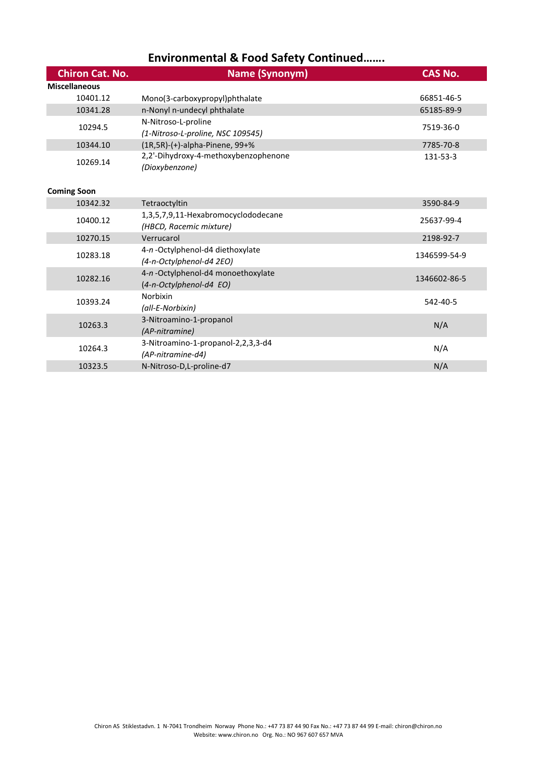# Environmental & Food Safety Continued…….

| Chiron Cat. No. | Name (Synonym) | CAS No. |
|---|---|---|
| **Miscellaneous** | | |
| 10401.12 | Mono(3-carboxypropyl)phthalate | 66851-46-5 |
| 10341.28 | n-Nonyl n-undecyl phthalate | 65185-89-9 |
| 10294.5 | N-Nitroso-L-proline *(1-Nitroso-L-proline, NSC 109545)* | 7519-36-0 |
| 10344.10 | (1R,5R)-(+)-alpha-Pinene, 99+% | 7785-70-8 |
| 10269.14 | 2,2'-Dihydroxy-4-methoxybenzophenone *(Dioxybenzone)* | 131-53-3 |
| **Coming Soon** | | |
| 10342.32 | Tetraoctyltin | 3590-84-9 |
| 10400.12 | 1,3,5,7,9,11-Hexabromocyclododecane *(HBCD, Racemic mixture)* | 25637-99-4 |
| 10270.15 | Verrucarol | 2198-92-7 |
| 10283.18 | 4-*n* -Octylphenol-d4 diethoxylate *(4-n-Octylphenol-d4 2EO)* | 1346599-54-9 |
| 10282.16 | 4-*n* -Octylphenol-d4 monoethoxylate *(4-n-Octylphenol-d4 EO)* | 1346602-86-5 |
| 10393.24 | Norbixin *(all-E-Norbixin)* | 542-40-5 |
| 10263.3 | 3-Nitroamino-1-propanol *(AP-nitramine)* | N/A |
| 10264.3 | 3-Nitroamino-1-propanol-2,2,3,3-d4 *(AP-nitramine-d4)* | N/A |
| 10323.5 | N-Nitroso-D,L-proline-d7 | N/A |

Chiron AS Stiklestadvn. 1 N-7041 Trondheim Norway Phone No.: +47 73 87 44 90 Fax No.: +47 73 87 44 99 E-mail: chiron@chiron.no
Website: www.chiron.no Org. No.: NO 967 607 657 MVA